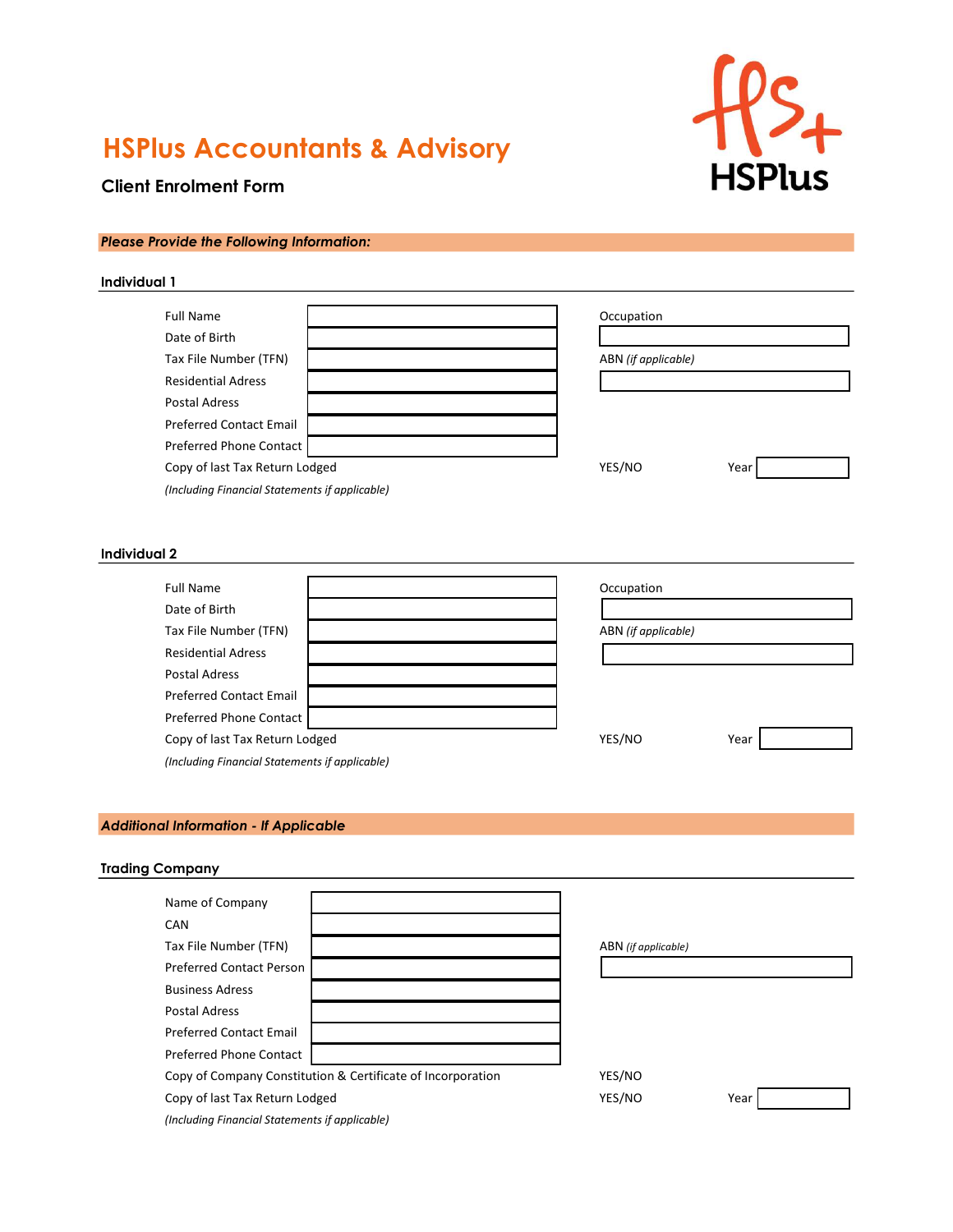# HSPlus Accountants & Advisory

## Client Enrolment Form

***Please Provide the Following Information:***

### Individual 1

| | | | |
|---|---|---|---|
| Full Name | | Occupation | |
| Date of Birth | | | |
| Tax File Number (TFN) | | ABN *(if applicable)* | |
| Residential Adress | | | |
| Postal Adress | | | |
| Preferred Contact Email | | | |
| Preferred Phone Contact | | | |
| Copy of last Tax Return Lodged | | YES/NO | Year |

*(Including Financial Statements if applicable)*

### Individual 2

| | | | |
|---|---|---|---|
| Full Name | | Occupation | |
| Date of Birth | | | |
| Tax File Number (TFN) | | ABN *(if applicable)* | |
| Residential Adress | | | |
| Postal Adress | | | |
| Preferred Contact Email | | | |
| Preferred Phone Contact | | | |
| Copy of last Tax Return Lodged | | YES/NO | Year |

*(Including Financial Statements if applicable)*

***Additional Information - If Applicable***

### Trading Company

| | | | |
|---|---|---|---|
| Name of Company | | | |
| CAN | | | |
| Tax File Number (TFN) | | ABN *(if applicable)* | |
| Preferred Contact Person | | | |
| Business Adress | | | |
| Postal Adress | | | |
| Preferred Contact Email | | | |
| Preferred Phone Contact | | | |
| Copy of Company Constitution & Certificate of Incorporation | | YES/NO | |
| Copy of last Tax Return Lodged | | YES/NO | Year |

*(Including Financial Statements if applicable)*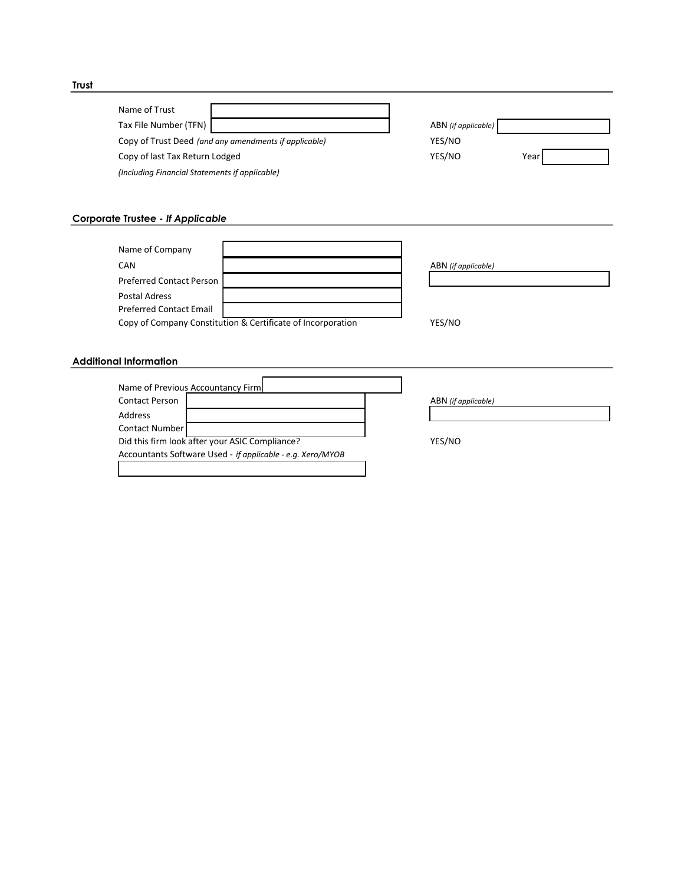## Trust

| | | | |
|---|---|---|---|
| Name of Trust | | | |
| Tax File Number (TFN) | | ABN *(if applicable)* | |
| Copy of Trust Deed *(and any amendments if applicable)* | | YES/NO | |
| Copy of last Tax Return Lodged | | YES/NO | Year |
| *(Including Financial Statements if applicable)* | | | |

## Corporate Trustee - *If Applicable*

| | | | |
|---|---|---|---|
| Name of Company | | | |
| CAN | | ABN *(if applicable)* | |
| Preferred Contact Person | | | |
| Postal Adress | | | |
| Preferred Contact Email | | | |
| Copy of Company Constitution & Certificate of Incorporation | | YES/NO | |

## Additional Information

| | | | |
|---|---|---|---|
| Name of Previous Accountancy Firm | | | |
| Contact Person | | ABN *(if applicable)* | |
| Address | | | |
| Contact Number | | | |
| Did this firm look after your ASIC Compliance? | | YES/NO | |
| Accountants Software Used - *if applicable - e.g. Xero/MYOB* | | | |